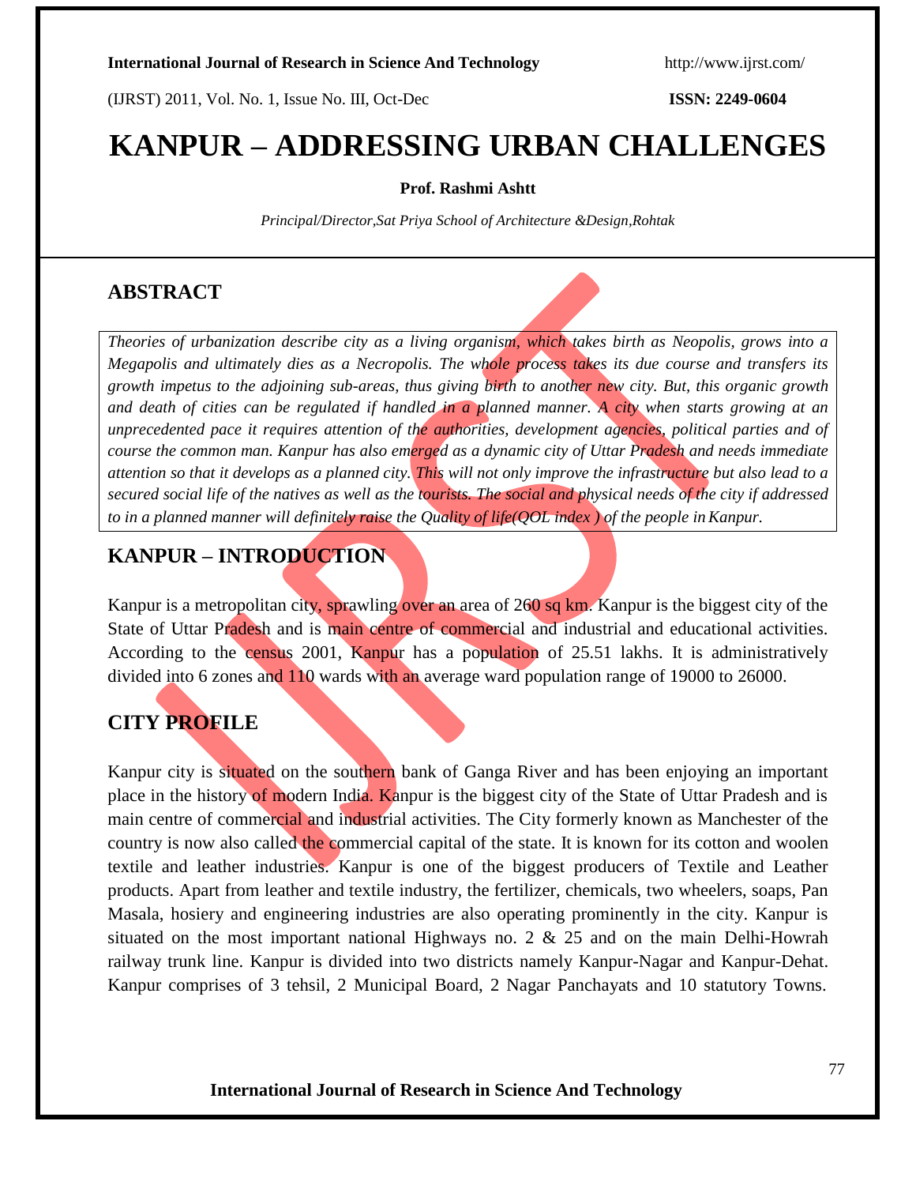#  KANPUR – ADDRESSING URBAN CHALLENGES

**Prof. Rashmi Ashtt**

*Principal/Director,Sat Priya School of Architecture &Design,Rohtak*

## ABSTRACT

*Theories of urbanization describe city as a living organism, which takes birth as Neopolis, grows into a Megapolis and ultimately dies as a Necropolis. The whole process takes its due course and transfers its growth impetus to the adjoining sub-areas, thus giving birth to another new city. But, this organic growth and death of cities can be regulated if handled in a planned manner. A city when starts growing at an unprecedented pace it requires attention of the authorities, development agencies, political parties and of course the common man. Kanpur has also emerged as a dynamic city of Uttar Pradesh and needs immediate attention so that it develops as a planned city. This will not only improve the infrastructure but also lead to a secured social life of the natives as well as the tourists. The social and physical needs of the city if addressed to in a planned manner will definitely raise the Quality of life(QOL index ) of the people in Kanpur.*

## KANPUR – INTRODUCTION

Kanpur is a metropolitan city, sprawling over an area of 260 sq km. Kanpur is the biggest city of the State of Uttar Pradesh and is main centre of commercial and industrial and educational activities. According to the census 2001, Kanpur has a population of 25.51 lakhs. It is administratively divided into 6 zones and 110 wards with an average ward population range of 19000 to 26000.

## CITY PROFILE

Kanpur city is situated on the southern bank of Ganga River and has been enjoying an important place in the history of modern India. Kanpur is the biggest city of the State of Uttar Pradesh and is main centre of commercial and industrial activities. The City formerly known as Manchester of the country is now also called the commercial capital of the state. It is known for its cotton and woolen textile and leather industries. Kanpur is one of the biggest producers of Textile and Leather products. Apart from leather and textile industry, the fertilizer, chemicals, two wheelers, soaps, Pan Masala, hosiery and engineering industries are also operating prominently in the city. Kanpur is situated on the most important national Highways no. 2 & 25 and on the main Delhi-Howrah railway trunk line. Kanpur is divided into two districts namely Kanpur-Nagar and Kanpur-Dehat. Kanpur comprises of 3 tehsil, 2 Municipal Board, 2 Nagar Panchayats and 10 statutory Towns.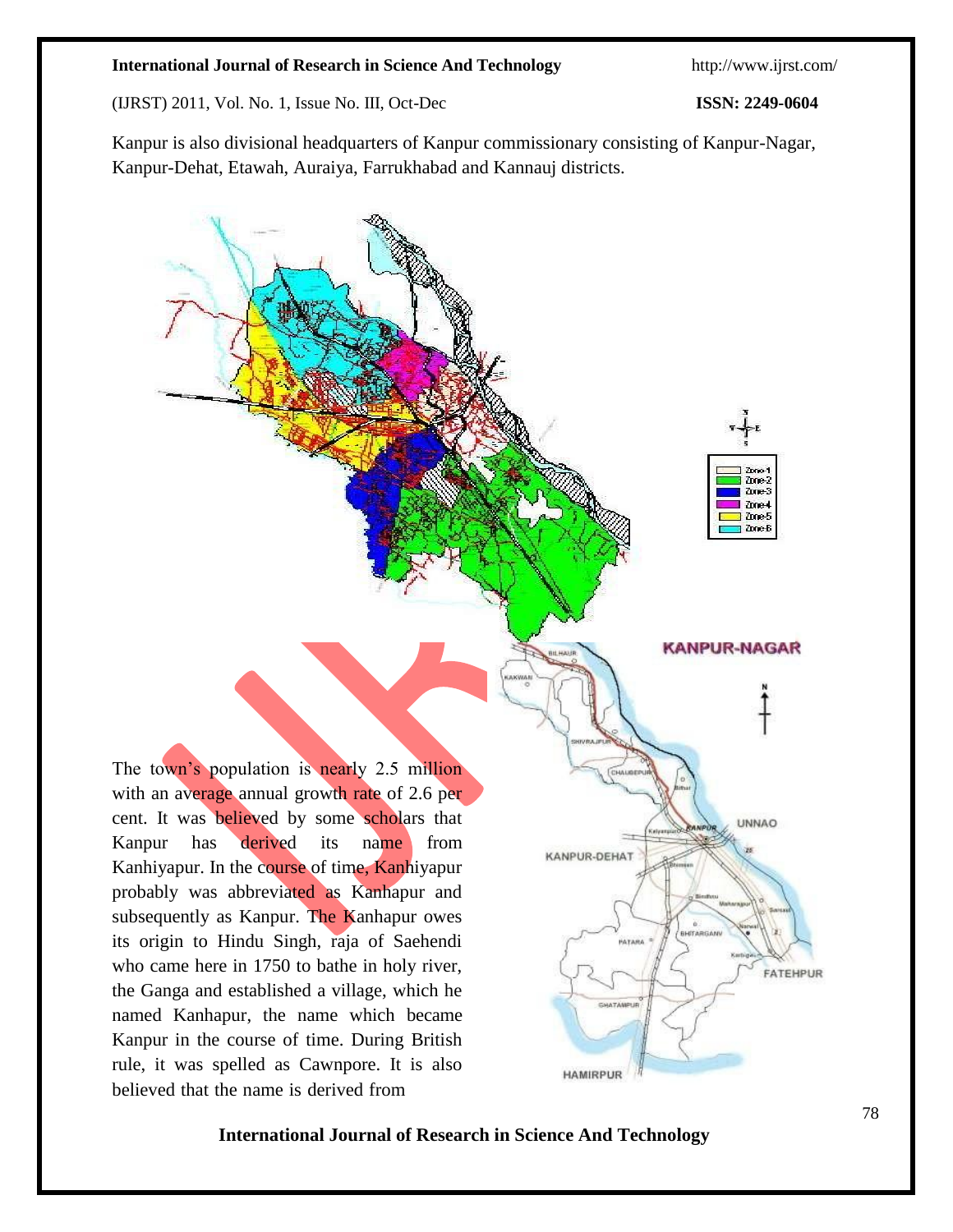Kanpur is also divisional headquarters of Kanpur commissionary consisting of Kanpur-Nagar, Kanpur-Dehat, Etawah, Auraiya, Farrukhabad and Kannauj districts.

The town's population is nearly 2.5 million with an average annual growth rate of 2.6 per cent. It was believed by some scholars that Kanpur has derived its name from Kanhiyapur. In the course of time, Kanhiyapur probably was abbreviated as Kanhapur and subsequently as Kanpur. The Kanhapur owes its origin to Hindu Singh, raja of Saehendi who came here in 1750 to bathe in holy river, the Ganga and established a village, which he named Kanhapur, the name which became Kanpur in the course of time. During British rule, it was spelled as Cawnpore. It is also believed that the name is derived from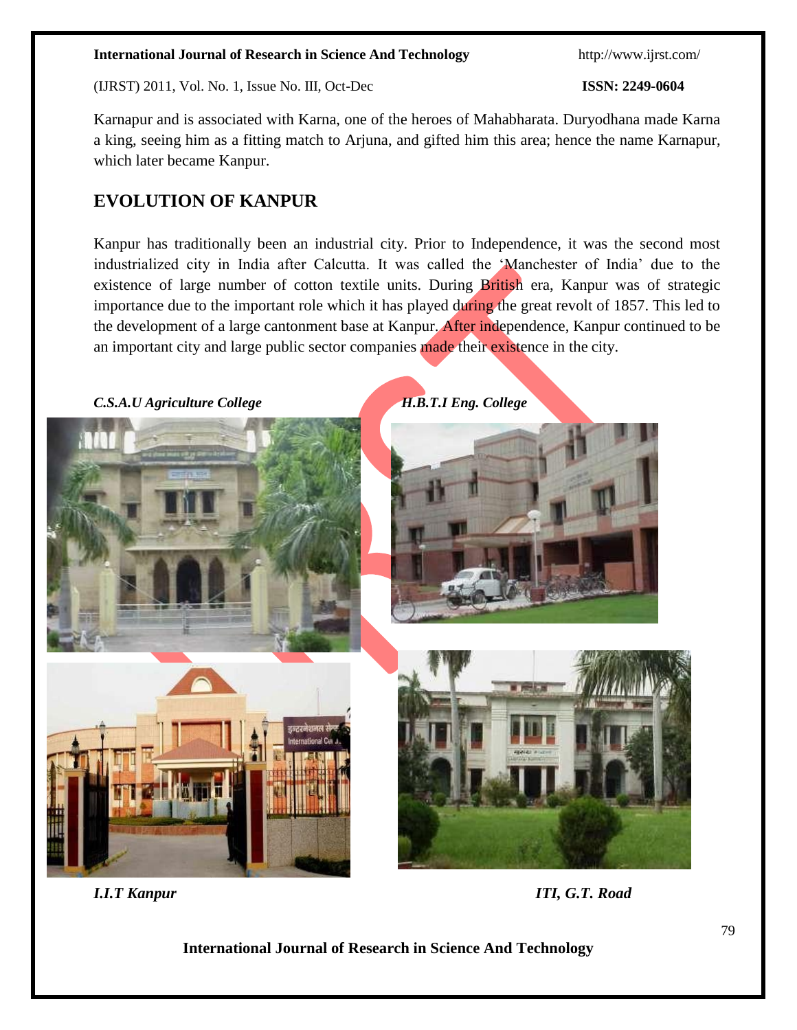Karnapur and is associated with Karna, one of the heroes of Mahabharata. Duryodhana made Karna a king, seeing him as a fitting match to Arjuna, and gifted him this area; hence the name Karnapur, which later became Kanpur.

## EVOLUTION OF KANPUR

Kanpur has traditionally been an industrial city. Prior to Independence, it was the second most industrialized city in India after Calcutta. It was called the 'Manchester of India' due to the existence of large number of cotton textile units. During British era, Kanpur was of strategic importance due to the important role which it has played during the great revolt of 1857. This led to the development of a large cantonment base at Kanpur. After independence, Kanpur continued to be an important city and large public sector companies made their existence in the city.

*C.S.A.U Agriculture College*

*H.B.T.I Eng. College*

*I.I.T Kanpur*

*ITI, G.T. Road*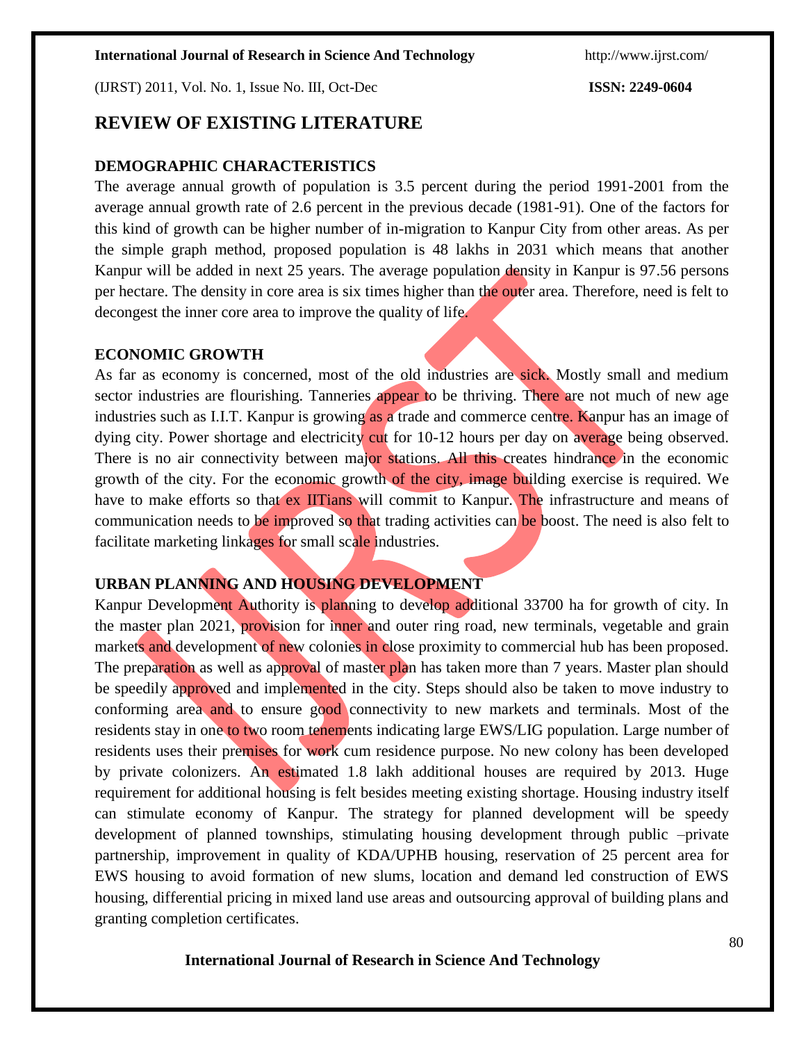## REVIEW OF EXISTING LITERATURE

### DEMOGRAPHIC CHARACTERISTICS

The average annual growth of population is 3.5 percent during the period 1991-2001 from the average annual growth rate of 2.6 percent in the previous decade (1981-91). One of the factors for this kind of growth can be higher number of in-migration to Kanpur City from other areas. As per the simple graph method, proposed population is 48 lakhs in 2031 which means that another Kanpur will be added in next 25 years. The average population density in Kanpur is 97.56 persons per hectare. The density in core area is six times higher than the outer area. Therefore, need is felt to decongest the inner core area to improve the quality of life.

### ECONOMIC GROWTH

As far as economy is concerned, most of the old industries are sick. Mostly small and medium sector industries are flourishing. Tanneries appear to be thriving. There are not much of new age industries such as I.I.T. Kanpur is growing as a trade and commerce centre. Kanpur has an image of dying city. Power shortage and electricity cut for 10-12 hours per day on average being observed. There is no air connectivity between major stations. All this creates hindrance in the economic growth of the city. For the economic growth of the city, image building exercise is required. We have to make efforts so that ex IITians will commit to Kanpur. The infrastructure and means of communication needs to be improved so that trading activities can be boost. The need is also felt to facilitate marketing linkages for small scale industries.

### URBAN PLANNING AND HOUSING DEVELOPMENT

Kanpur Development Authority is planning to develop additional 33700 ha for growth of city. In the master plan 2021, provision for inner and outer ring road, new terminals, vegetable and grain markets and development of new colonies in close proximity to commercial hub has been proposed. The preparation as well as approval of master plan has taken more than 7 years. Master plan should be speedily approved and implemented in the city. Steps should also be taken to move industry to conforming area and to ensure good connectivity to new markets and terminals. Most of the residents stay in one to two room tenements indicating large EWS/LIG population. Large number of residents uses their premises for work cum residence purpose. No new colony has been developed by private colonizers. An estimated 1.8 lakh additional houses are required by 2013. Huge requirement for additional housing is felt besides meeting existing shortage. Housing industry itself can stimulate economy of Kanpur. The strategy for planned development will be speedy development of planned townships, stimulating housing development through public –private partnership, improvement in quality of KDA/UPHB housing, reservation of 25 percent area for EWS housing to avoid formation of new slums, location and demand led construction of EWS housing, differential pricing in mixed land use areas and outsourcing approval of building plans and granting completion certificates.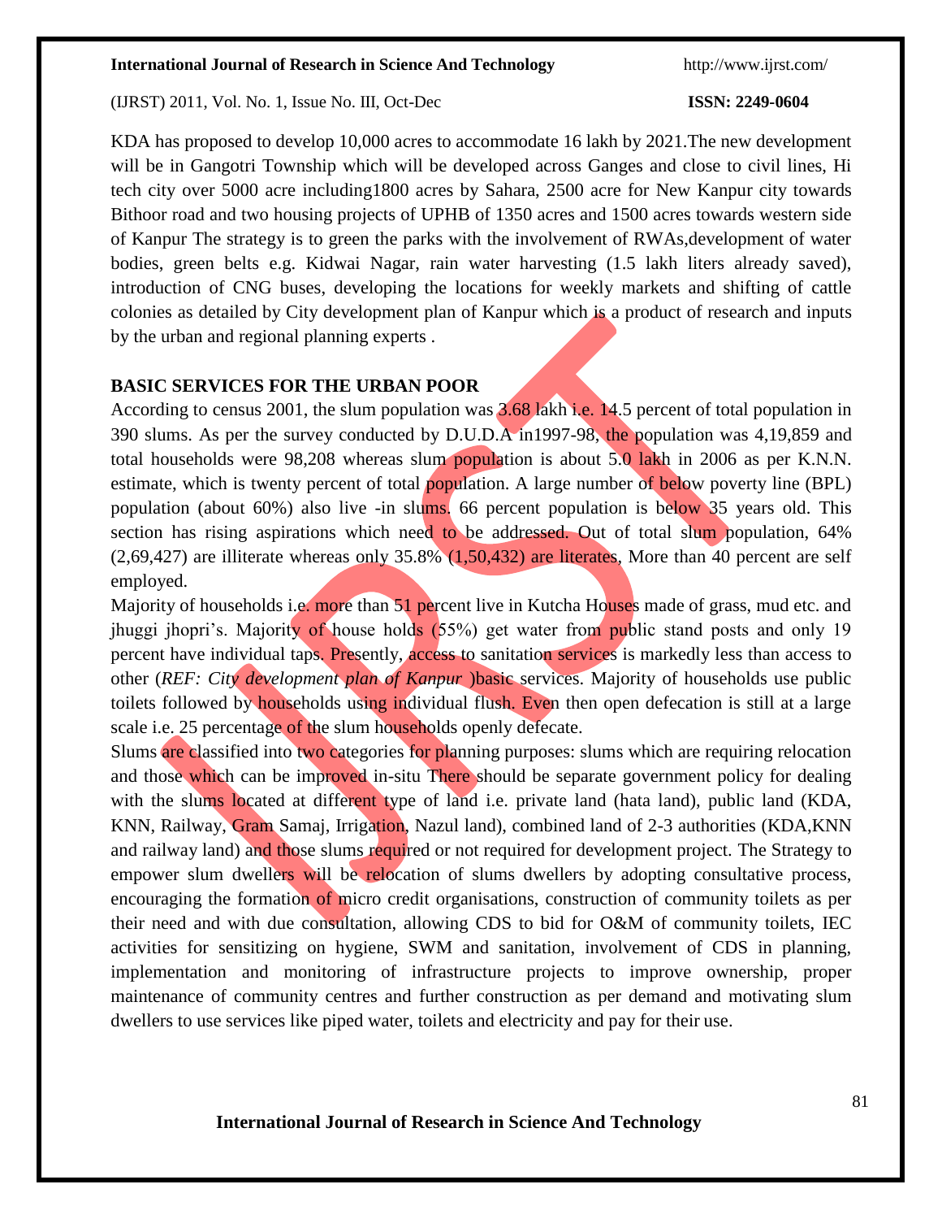KDA has proposed to develop 10,000 acres to accommodate 16 lakh by 2021.The new development will be in Gangotri Township which will be developed across Ganges and close to civil lines, Hi tech city over 5000 acre including1800 acres by Sahara, 2500 acre for New Kanpur city towards Bithoor road and two housing projects of UPHB of 1350 acres and 1500 acres towards western side of Kanpur The strategy is to green the parks with the involvement of RWAs,development of water bodies, green belts e.g. Kidwai Nagar, rain water harvesting (1.5 lakh liters already saved), introduction of CNG buses, developing the locations for weekly markets and shifting of cattle colonies as detailed by City development plan of Kanpur which is a product of research and inputs by the urban and regional planning experts .

## BASIC SERVICES FOR THE URBAN POOR

According to census 2001, the slum population was 3.68 lakh i.e. 14.5 percent of total population in 390 slums. As per the survey conducted by D.U.D.A in1997-98, the population was 4,19,859 and total households were 98,208 whereas slum population is about 5.0 lakh in 2006 as per K.N.N. estimate, which is twenty percent of total population. A large number of below poverty line (BPL) population (about 60%) also live -in slums. 66 percent population is below 35 years old. This section has rising aspirations which need to be addressed. Out of total slum population, 64% (2,69,427) are illiterate whereas only 35.8% (1,50,432) are literates, More than 40 percent are self employed.

Majority of households i.e. more than 51 percent live in Kutcha Houses made of grass, mud etc. and jhuggi jhopri's. Majority of house holds (55%) get water from public stand posts and only 19 percent have individual taps. Presently, access to sanitation services is markedly less than access to other (*REF: City development plan of Kanpur* )basic services. Majority of households use public toilets followed by households using individual flush. Even then open defecation is still at a large scale i.e. 25 percentage of the slum households openly defecate.

Slums are classified into two categories for planning purposes: slums which are requiring relocation and those which can be improved in-situ There should be separate government policy for dealing with the slums located at different type of land i.e. private land (hata land), public land (KDA, KNN, Railway, Gram Samaj, Irrigation, Nazul land), combined land of 2-3 authorities (KDA,KNN and railway land) and those slums required or not required for development project. The Strategy to empower slum dwellers will be relocation of slums dwellers by adopting consultative process, encouraging the formation of micro credit organisations, construction of community toilets as per their need and with due consultation, allowing CDS to bid for O&M of community toilets, IEC activities for sensitizing on hygiene, SWM and sanitation, involvement of CDS in planning, implementation and monitoring of infrastructure projects to improve ownership, proper maintenance of community centres and further construction as per demand and motivating slum dwellers to use services like piped water, toilets and electricity and pay for their use.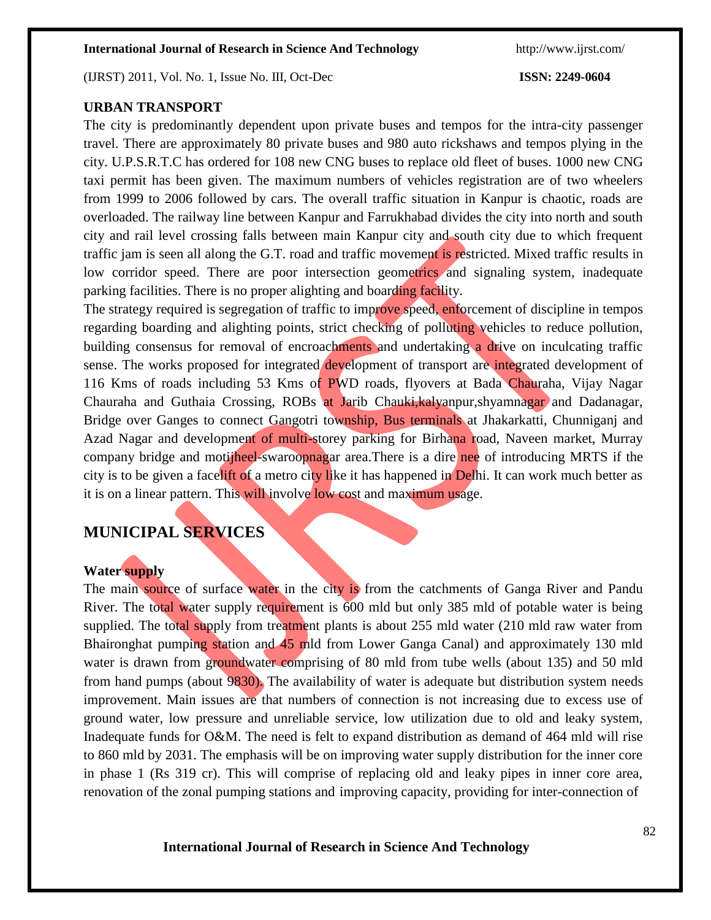**URBAN TRANSPORT**

The city is predominantly dependent upon private buses and tempos for the intra-city passenger travel. There are approximately 80 private buses and 980 auto rickshaws and tempos plying in the city. U.P.S.R.T.C has ordered for 108 new CNG buses to replace old fleet of buses. 1000 new CNG taxi permit has been given. The maximum numbers of vehicles registration are of two wheelers from 1999 to 2006 followed by cars. The overall traffic situation in Kanpur is chaotic, roads are overloaded. The railway line between Kanpur and Farrukhabad divides the city into north and south city and rail level crossing falls between main Kanpur city and south city due to which frequent traffic jam is seen all along the G.T. road and traffic movement is restricted. Mixed traffic results in low corridor speed. There are poor intersection geometrics and signaling system, inadequate parking facilities. There is no proper alighting and boarding facility.

The strategy required is segregation of traffic to improve speed, enforcement of discipline in tempos regarding boarding and alighting points, strict checking of polluting vehicles to reduce pollution, building consensus for removal of encroachments and undertaking a drive on inculcating traffic sense. The works proposed for integrated development of transport are integrated development of 116 Kms of roads including 53 Kms of PWD roads, flyovers at Bada Chauraha, Vijay Nagar Chauraha and Guthaia Crossing, ROBs at Jarib Chauki,kalyanpur,shyamnagar and Dadanagar, Bridge over Ganges to connect Gangotri township, Bus terminals at Jhakarkatti, Chunniganj and Azad Nagar and development of multi-storey parking for Birhana road, Naveen market, Murray company bridge and motijheel-swaroopnagar area.There is a dire nee of introducing MRTS if the city is to be given a facelift of a metro city like it has happened in Delhi. It can work much better as it is on a linear pattern. This will involve low cost and maximum usage.

## MUNICIPAL SERVICES

**Water supply**

The main source of surface water in the city is from the catchments of Ganga River and Pandu River. The total water supply requirement is 600 mld but only 385 mld of potable water is being supplied. The total supply from treatment plants is about 255 mld water (210 mld raw water from Bhaironghat pumping station and 45 mld from Lower Ganga Canal) and approximately 130 mld water is drawn from groundwater comprising of 80 mld from tube wells (about 135) and 50 mld from hand pumps (about 9830). The availability of water is adequate but distribution system needs improvement. Main issues are that numbers of connection is not increasing due to excess use of ground water, low pressure and unreliable service, low utilization due to old and leaky system, Inadequate funds for O&M. The need is felt to expand distribution as demand of 464 mld will rise to 860 mld by 2031. The emphasis will be on improving water supply distribution for the inner core in phase 1 (Rs 319 cr). This will comprise of replacing old and leaky pipes in inner core area, renovation of the zonal pumping stations and improving capacity, providing for inter-connection of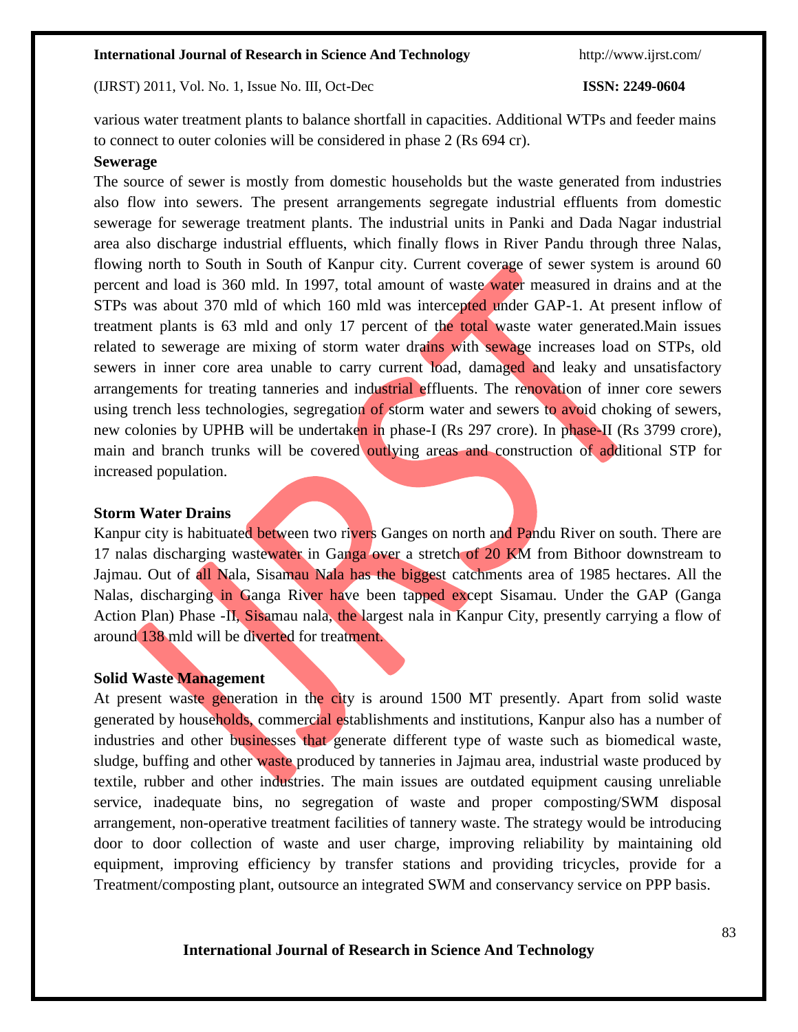various water treatment plants to balance shortfall in capacities. Additional WTPs and feeder mains to connect to outer colonies will be considered in phase 2 (Rs 694 cr).

**Sewerage**

The source of sewer is mostly from domestic households but the waste generated from industries also flow into sewers. The present arrangements segregate industrial effluents from domestic sewerage for sewerage treatment plants. The industrial units in Panki and Dada Nagar industrial area also discharge industrial effluents, which finally flows in River Pandu through three Nalas, flowing north to South in South of Kanpur city. Current coverage of sewer system is around 60 percent and load is 360 mld. In 1997, total amount of waste water measured in drains and at the STPs was about 370 mld of which 160 mld was intercepted under GAP-1. At present inflow of treatment plants is 63 mld and only 17 percent of the total waste water generated.Main issues related to sewerage are mixing of storm water drains with sewage increases load on STPs, old sewers in inner core area unable to carry current load, damaged and leaky and unsatisfactory arrangements for treating tanneries and industrial effluents. The renovation of inner core sewers using trench less technologies, segregation of storm water and sewers to avoid choking of sewers, new colonies by UPHB will be undertaken in phase-I (Rs 297 crore). In phase-II (Rs 3799 crore), main and branch trunks will be covered outlying areas and construction of additional STP for increased population.

**Storm Water Drains**

Kanpur city is habituated between two rivers Ganges on north and Pandu River on south. There are 17 nalas discharging wastewater in Ganga over a stretch of 20 KM from Bithoor downstream to Jajmau. Out of all Nala, Sisamau Nala has the biggest catchments area of 1985 hectares. All the Nalas, discharging in Ganga River have been tapped except Sisamau. Under the GAP (Ganga Action Plan) Phase -II, Sisamau nala, the largest nala in Kanpur City, presently carrying a flow of around 138 mld will be diverted for treatment.

**Solid Waste Management**

At present waste generation in the city is around 1500 MT presently. Apart from solid waste generated by households, commercial establishments and institutions, Kanpur also has a number of industries and other businesses that generate different type of waste such as biomedical waste, sludge, buffing and other waste produced by tanneries in Jajmau area, industrial waste produced by textile, rubber and other industries. The main issues are outdated equipment causing unreliable service, inadequate bins, no segregation of waste and proper composting/SWM disposal arrangement, non-operative treatment facilities of tannery waste. The strategy would be introducing door to door collection of waste and user charge, improving reliability by maintaining old equipment, improving efficiency by transfer stations and providing tricycles, provide for a Treatment/composting plant, outsource an integrated SWM and conservancy service on PPP basis.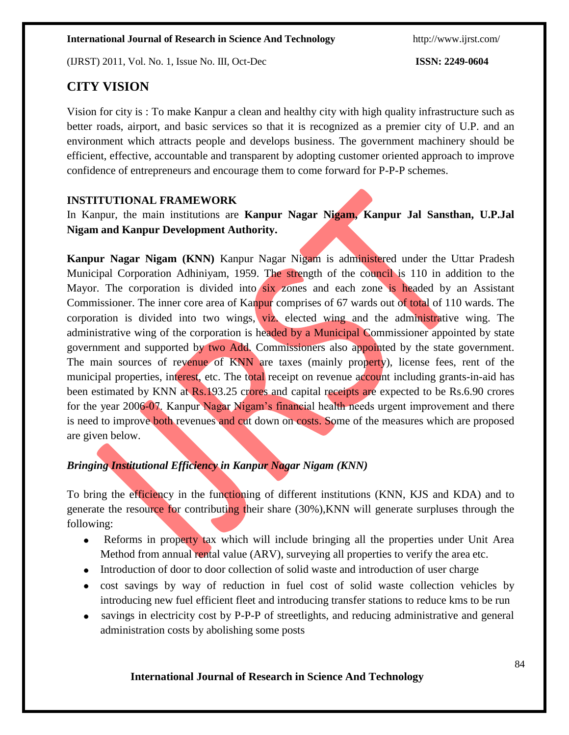## CITY VISION

Vision for city is : To make Kanpur a clean and healthy city with high quality infrastructure such as better roads, airport, and basic services so that it is recognized as a premier city of U.P. and an environment which attracts people and develops business. The government machinery should be efficient, effective, accountable and transparent by adopting customer oriented approach to improve confidence of entrepreneurs and encourage them to come forward for P-P-P schemes.

### INSTITUTIONAL FRAMEWORK

In Kanpur, the main institutions are **Kanpur Nagar Nigam, Kanpur Jal Sansthan, U.P.Jal Nigam and Kanpur Development Authority.**

**Kanpur Nagar Nigam (KNN)** Kanpur Nagar Nigam is administered under the Uttar Pradesh Municipal Corporation Adhiniyam, 1959. The strength of the council is 110 in addition to the Mayor. The corporation is divided into six zones and each zone is headed by an Assistant Commissioner. The inner core area of Kanpur comprises of 67 wards out of total of 110 wards. The corporation is divided into two wings, viz. elected wing and the administrative wing. The administrative wing of the corporation is headed by a Municipal Commissioner appointed by state government and supported by two Add. Commissioners also appointed by the state government. The main sources of revenue of KNN are taxes (mainly property), license fees, rent of the municipal properties, interest, etc. The total receipt on revenue account including grants-in-aid has been estimated by KNN at Rs.193.25 crores and capital receipts are expected to be Rs.6.90 crores for the year 2006-07. Kanpur Nagar Nigam's financial health needs urgent improvement and there is need to improve both revenues and cut down on costs. Some of the measures which are proposed are given below.

***Bringing Institutional Efficiency in Kanpur Nagar Nigam (KNN)***

To bring the efficiency in the functioning of different institutions (KNN, KJS and KDA) and to generate the resource for contributing their share (30%),KNN will generate surpluses through the following:

- Reforms in property tax which will include bringing all the properties under Unit Area Method from annual rental value (ARV), surveying all properties to verify the area etc.
- Introduction of door to door collection of solid waste and introduction of user charge
- cost savings by way of reduction in fuel cost of solid waste collection vehicles by introducing new fuel efficient fleet and introducing transfer stations to reduce kms to be run
- savings in electricity cost by P-P-P of streetlights, and reducing administrative and general administration costs by abolishing some posts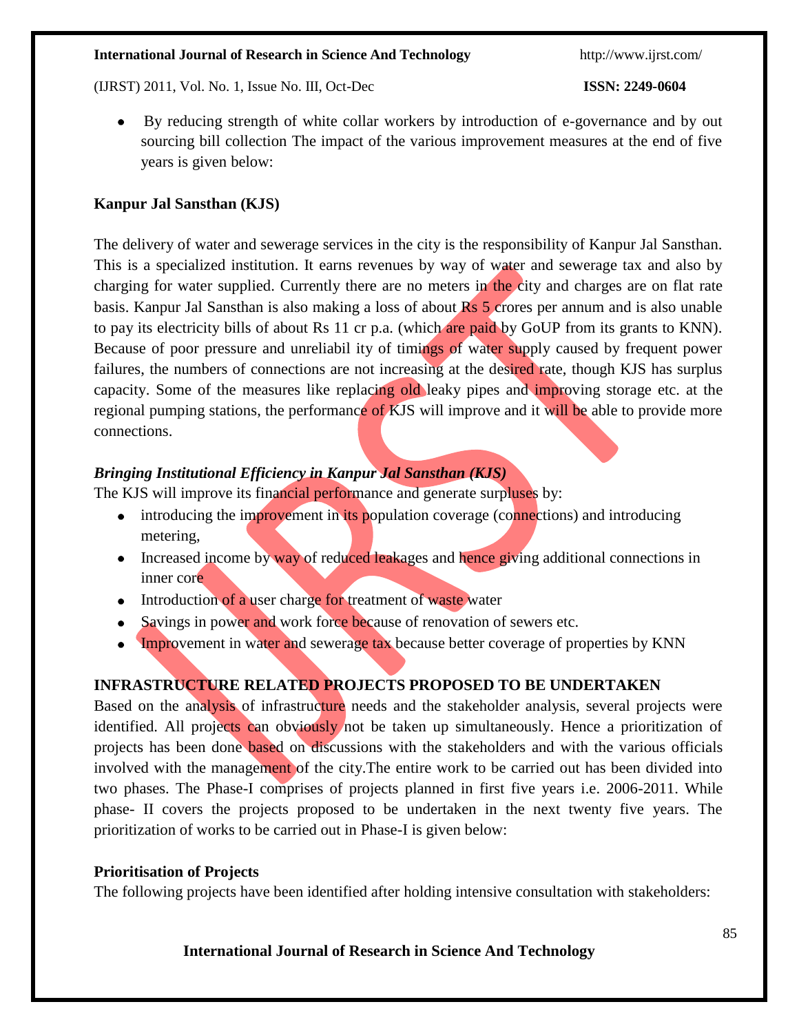- By reducing strength of white collar workers by introduction of e-governance and by out sourcing bill collection The impact of the various improvement measures at the end of five years is given below:

**Kanpur Jal Sansthan (KJS)**

The delivery of water and sewerage services in the city is the responsibility of Kanpur Jal Sansthan. This is a specialized institution. It earns revenues by way of water and sewerage tax and also by charging for water supplied. Currently there are no meters in the city and charges are on flat rate basis. Kanpur Jal Sansthan is also making a loss of about Rs 5 crores per annum and is also unable to pay its electricity bills of about Rs 11 cr p.a. (which are paid by GoUP from its grants to KNN). Because of poor pressure and unreliabil ity of timings of water supply caused by frequent power failures, the numbers of connections are not increasing at the desired rate, though KJS has surplus capacity. Some of the measures like replacing old leaky pipes and improving storage etc. at the regional pumping stations, the performance of KJS will improve and it will be able to provide more connections.

***Bringing Institutional Efficiency in Kanpur Jal Sansthan (KJS)***

The KJS will improve its financial performance and generate surpluses by:

- introducing the improvement in its population coverage (connections) and introducing metering,
- Increased income by way of reduced leakages and hence giving additional connections in inner core
- Introduction of a user charge for treatment of waste water
- Savings in power and work force because of renovation of sewers etc.
- Improvement in water and sewerage tax because better coverage of properties by KNN

**INFRASTRUCTURE RELATED PROJECTS PROPOSED TO BE UNDERTAKEN**

Based on the analysis of infrastructure needs and the stakeholder analysis, several projects were identified. All projects can obviously not be taken up simultaneously. Hence a prioritization of projects has been done based on discussions with the stakeholders and with the various officials involved with the management of the city.The entire work to be carried out has been divided into two phases. The Phase-I comprises of projects planned in first five years i.e. 2006-2011. While phase- II covers the projects proposed to be undertaken in the next twenty five years. The prioritization of works to be carried out in Phase-I is given below:

**Prioritisation of Projects**

The following projects have been identified after holding intensive consultation with stakeholders: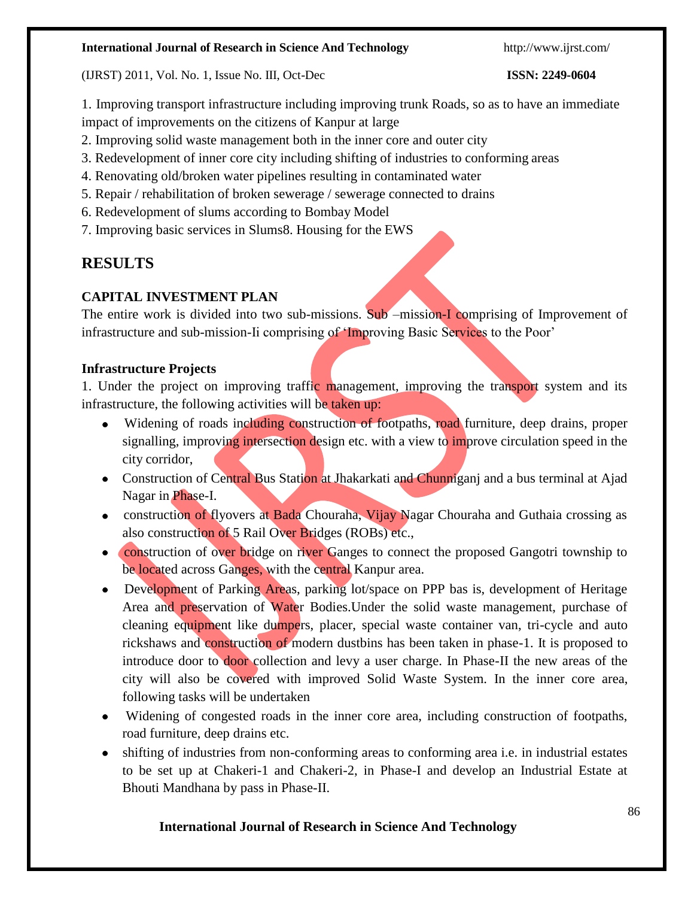1. Improving transport infrastructure including improving trunk Roads, so as to have an immediate impact of improvements on the citizens of Kanpur at large
2. Improving solid waste management both in the inner core and outer city
3. Redevelopment of inner core city including shifting of industries to conforming areas
4. Renovating old/broken water pipelines resulting in contaminated water
5. Repair / rehabilitation of broken sewerage / sewerage connected to drains
6. Redevelopment of slums according to Bombay Model
7. Improving basic services in Slums8. Housing for the EWS

## RESULTS

### CAPITAL INVESTMENT PLAN

The entire work is divided into two sub-missions. Sub –mission-I comprising of Improvement of infrastructure and sub-mission-Ii comprising of 'Improving Basic Services to the Poor'

### Infrastructure Projects

1. Under the project on improving traffic management, improving the transport system and its infrastructure, the following activities will be taken up:

- Widening of roads including construction of footpaths, road furniture, deep drains, proper signalling, improving intersection design etc. with a view to improve circulation speed in the city corridor,
- Construction of Central Bus Station at Jhakarkati and Chunniganj and a bus terminal at Ajad Nagar in Phase-I.
- construction of flyovers at Bada Chouraha, Vijay Nagar Chouraha and Guthaia crossing as also construction of 5 Rail Over Bridges (ROBs) etc.,
- construction of over bridge on river Ganges to connect the proposed Gangotri township to be located across Ganges, with the central Kanpur area.
- Development of Parking Areas, parking lot/space on PPP bas is, development of Heritage Area and preservation of Water Bodies.Under the solid waste management, purchase of cleaning equipment like dumpers, placer, special waste container van, tri-cycle and auto rickshaws and construction of modern dustbins has been taken in phase-1. It is proposed to introduce door to door collection and levy a user charge. In Phase-II the new areas of the city will also be covered with improved Solid Waste System. In the inner core area, following tasks will be undertaken
- Widening of congested roads in the inner core area, including construction of footpaths, road furniture, deep drains etc.
- shifting of industries from non-conforming areas to conforming area i.e. in industrial estates to be set up at Chakeri-1 and Chakeri-2, in Phase-I and develop an Industrial Estate at Bhouti Mandhana by pass in Phase-II.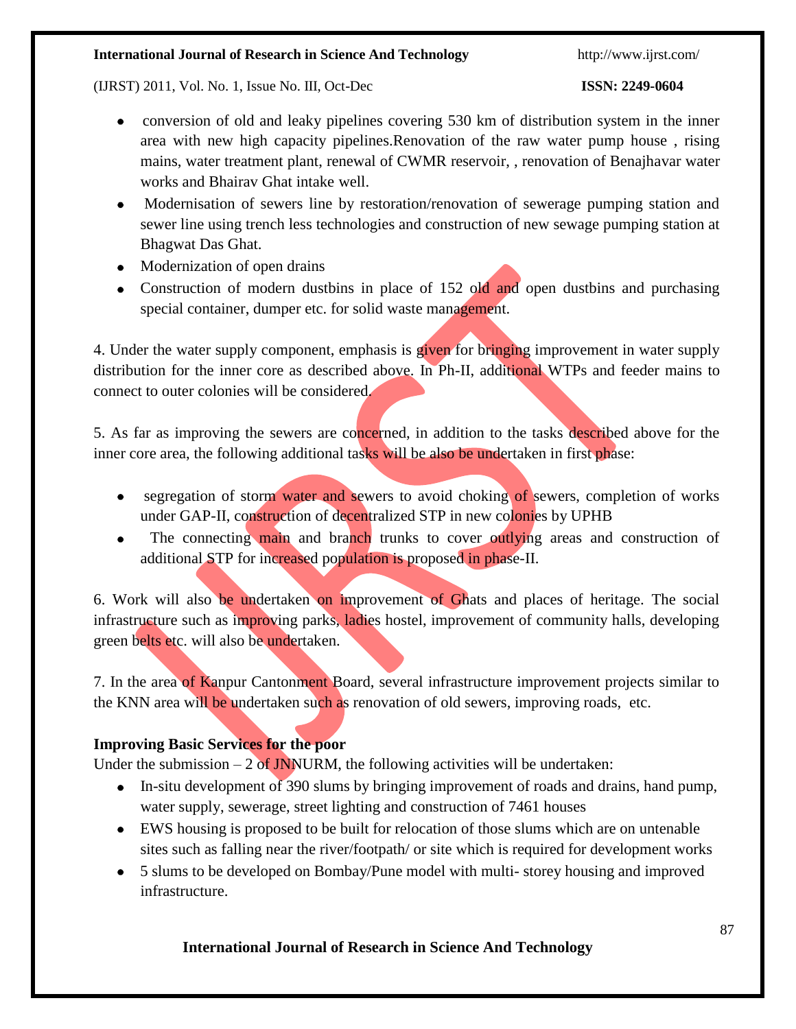- conversion of old and leaky pipelines covering 530 km of distribution system in the inner area with new high capacity pipelines.Renovation of the raw water pump house , rising mains, water treatment plant, renewal of CWMR reservoir, , renovation of Benajhavar water works and Bhairav Ghat intake well.
- Modernisation of sewers line by restoration/renovation of sewerage pumping station and sewer line using trench less technologies and construction of new sewage pumping station at Bhagwat Das Ghat.
- Modernization of open drains
- Construction of modern dustbins in place of 152 old and open dustbins and purchasing special container, dumper etc. for solid waste management.

4. Under the water supply component, emphasis is given for bringing improvement in water supply distribution for the inner core as described above. In Ph-II, additional WTPs and feeder mains to connect to outer colonies will be considered.

5. As far as improving the sewers are concerned, in addition to the tasks described above for the inner core area, the following additional tasks will be also be undertaken in first phase:

- segregation of storm water and sewers to avoid choking of sewers, completion of works under GAP-II, construction of decentralized STP in new colonies by UPHB
- The connecting main and branch trunks to cover outlying areas and construction of additional STP for increased population is proposed in phase-II.

6. Work will also be undertaken on improvement of Ghats and places of heritage. The social infrastructure such as improving parks, ladies hostel, improvement of community halls, developing green belts etc. will also be undertaken.

7. In the area of Kanpur Cantonment Board, several infrastructure improvement projects similar to the KNN area will be undertaken such as renovation of old sewers, improving roads, etc.

**Improving Basic Services for the poor**

Under the submission – 2 of JNNURM, the following activities will be undertaken:

- In-situ development of 390 slums by bringing improvement of roads and drains, hand pump, water supply, sewerage, street lighting and construction of 7461 houses
- EWS housing is proposed to be built for relocation of those slums which are on untenable sites such as falling near the river/footpath/ or site which is required for development works
- 5 slums to be developed on Bombay/Pune model with multi- storey housing and improved infrastructure.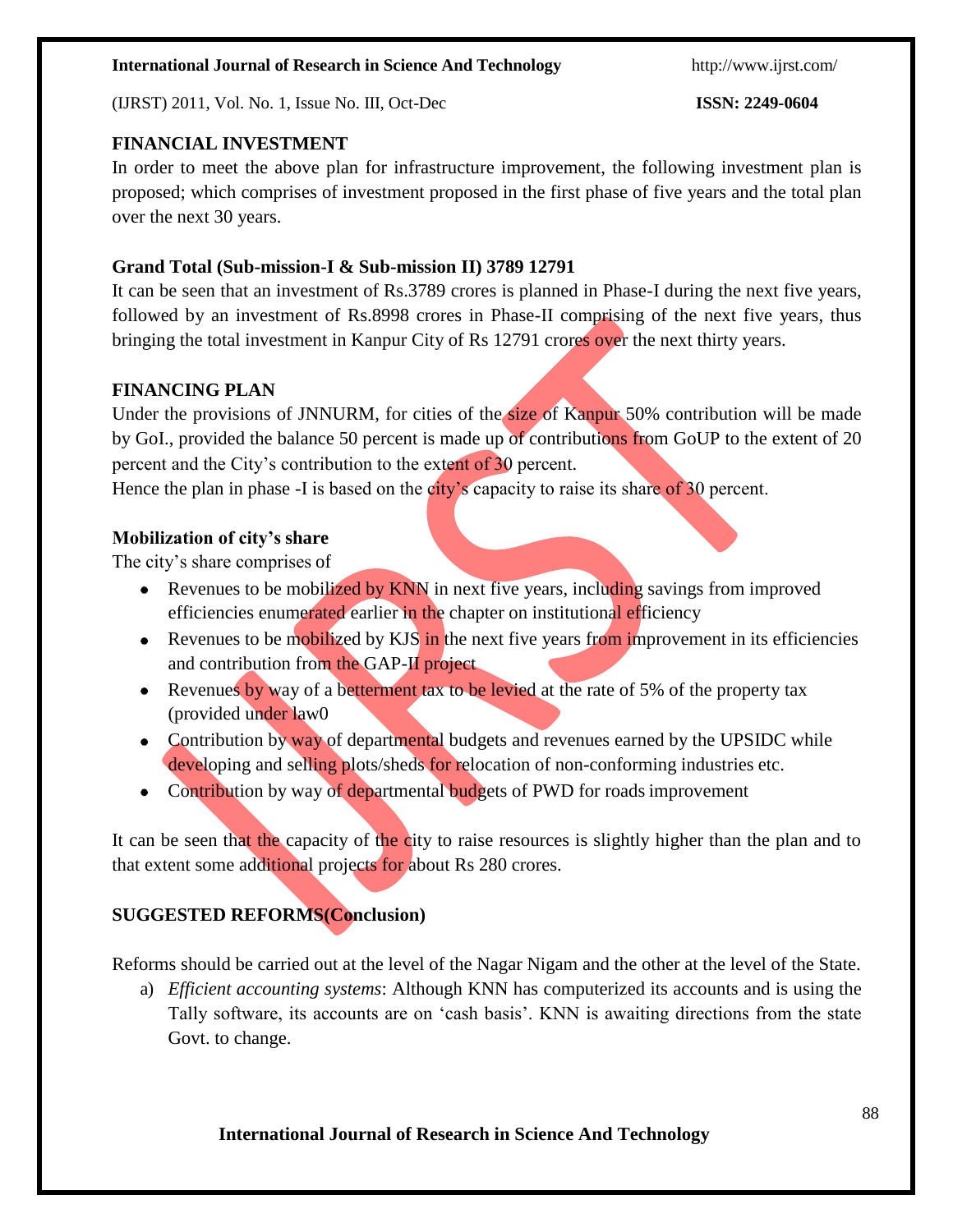## FINANCIAL INVESTMENT

In order to meet the above plan for infrastructure improvement, the following investment plan is proposed; which comprises of investment proposed in the first phase of five years and the total plan over the next 30 years.

**Grand Total (Sub-mission-I & Sub-mission II) 3789 12791**

It can be seen that an investment of Rs.3789 crores is planned in Phase-I during the next five years, followed by an investment of Rs.8998 crores in Phase-II comprising of the next five years, thus bringing the total investment in Kanpur City of Rs 12791 crores over the next thirty years.

## FINANCING PLAN

Under the provisions of JNNURM, for cities of the size of Kanpur 50% contribution will be made by GoI., provided the balance 50 percent is made up of contributions from GoUP to the extent of 20 percent and the City's contribution to the extent of 30 percent.

Hence the plan in phase -I is based on the city's capacity to raise its share of 30 percent.

### Mobilization of city's share

The city's share comprises of

- Revenues to be mobilized by KNN in next five years, including savings from improved efficiencies enumerated earlier in the chapter on institutional efficiency
- Revenues to be mobilized by KJS in the next five years from improvement in its efficiencies and contribution from the GAP-II project
- Revenues by way of a betterment tax to be levied at the rate of 5% of the property tax (provided under law0
- Contribution by way of departmental budgets and revenues earned by the UPSIDC while developing and selling plots/sheds for relocation of non-conforming industries etc.
- Contribution by way of departmental budgets of PWD for roads improvement

It can be seen that the capacity of the city to raise resources is slightly higher than the plan and to that extent some additional projects for about Rs 280 crores.

## SUGGESTED REFORMS(Conclusion)

Reforms should be carried out at the level of the Nagar Nigam and the other at the level of the State.

a) *Efficient accounting systems*: Although KNN has computerized its accounts and is using the Tally software, its accounts are on 'cash basis'. KNN is awaiting directions from the state Govt. to change.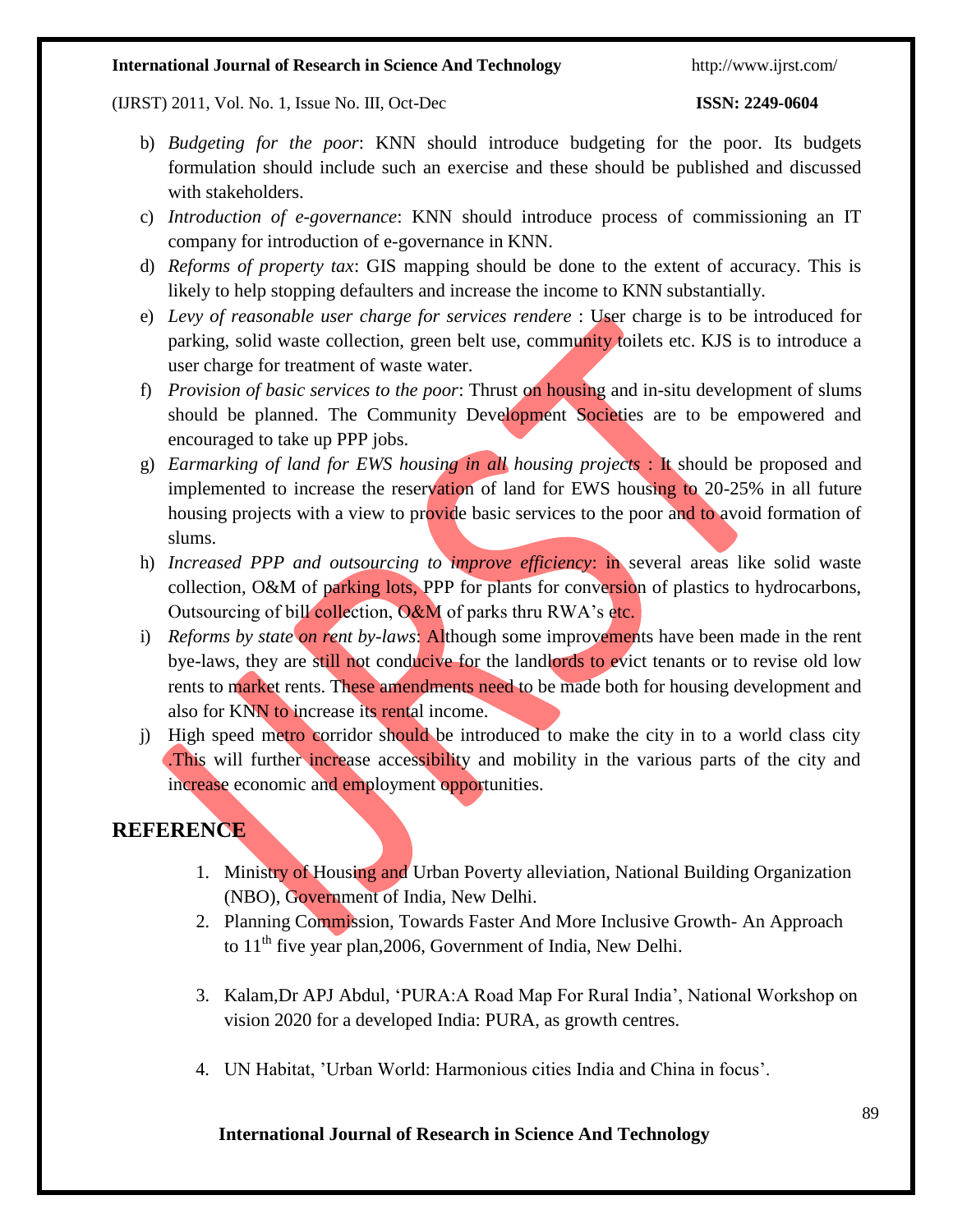b) *Budgeting for the poor*: KNN should introduce budgeting for the poor. Its budgets formulation should include such an exercise and these should be published and discussed with stakeholders.

c) *Introduction of e-governance*: KNN should introduce process of commissioning an IT company for introduction of e-governance in KNN.

d) *Reforms of property tax*: GIS mapping should be done to the extent of accuracy. This is likely to help stopping defaulters and increase the income to KNN substantially.

e) *Levy of reasonable user charge for services rendere* : User charge is to be introduced for parking, solid waste collection, green belt use, community toilets etc. KJS is to introduce a user charge for treatment of waste water.

f) *Provision of basic services to the poor*: Thrust on housing and in-situ development of slums should be planned. The Community Development Societies are to be empowered and encouraged to take up PPP jobs.

g) *Earmarking of land for EWS housing in all housing projects* : It should be proposed and implemented to increase the reservation of land for EWS housing to 20-25% in all future housing projects with a view to provide basic services to the poor and to avoid formation of slums.

h) *Increased PPP and outsourcing to improve efficiency*: in several areas like solid waste collection, O&M of parking lots, PPP for plants for conversion of plastics to hydrocarbons, Outsourcing of bill collection, O&M of parks thru RWA's etc.

i) *Reforms by state on rent by-laws*: Although some improvements have been made in the rent bye-laws, they are still not conducive for the landlords to evict tenants or to revise old low rents to market rents. These amendments need to be made both for housing development and also for KNN to increase its rental income.

j) High speed metro corridor should be introduced to make the city in to a world class city .This will further increase accessibility and mobility in the various parts of the city and increase economic and employment opportunities.

## REFERENCE

1. Ministry of Housing and Urban Poverty alleviation, National Building Organization (NBO), Government of India, New Delhi.
2. Planning Commission, Towards Faster And More Inclusive Growth- An Approach to 11th five year plan,2006, Government of India, New Delhi.
3. Kalam,Dr APJ Abdul, 'PURA:A Road Map For Rural India', National Workshop on vision 2020 for a developed India: PURA, as growth centres.
4. UN Habitat, 'Urban World: Harmonious cities India and China in focus'.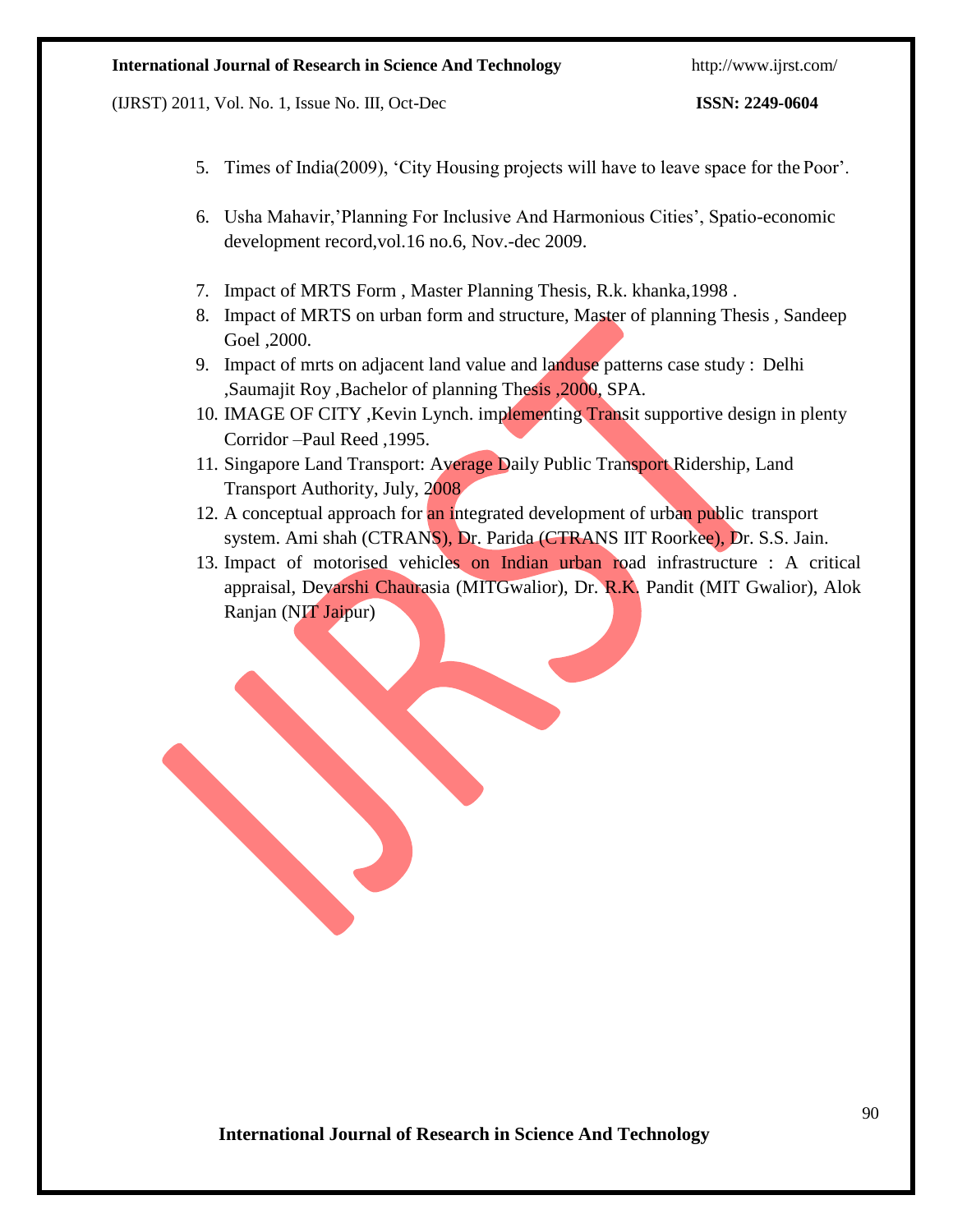5. Times of India(2009), 'City Housing projects will have to leave space for the Poor'.

6. Usha Mahavir,'Planning For Inclusive And Harmonious Cities', Spatio-economic development record,vol.16 no.6, Nov.-dec 2009.

7. Impact of MRTS Form , Master Planning Thesis, R.k. khanka,1998 .
8. Impact of MRTS on urban form and structure, Master of planning Thesis , Sandeep Goel ,2000.
9. Impact of mrts on adjacent land value and landuse patterns case study : Delhi ,Saumajit Roy ,Bachelor of planning Thesis ,2000, SPA.
10. IMAGE OF CITY ,Kevin Lynch. implementing Transit supportive design in plenty Corridor –Paul Reed ,1995.
11. Singapore Land Transport: Average Daily Public Transport Ridership, Land Transport Authority, July, 2008
12. A conceptual approach for an integrated development of urban public transport system. Ami shah (CTRANS), Dr. Parida (CTRANS IIT Roorkee), Dr. S.S. Jain.
13. Impact of motorised vehicles on Indian urban road infrastructure : A critical appraisal, Devarshi Chaurasia (MITGwalior), Dr. R.K. Pandit (MIT Gwalior), Alok Ranjan (NIT Jaipur)